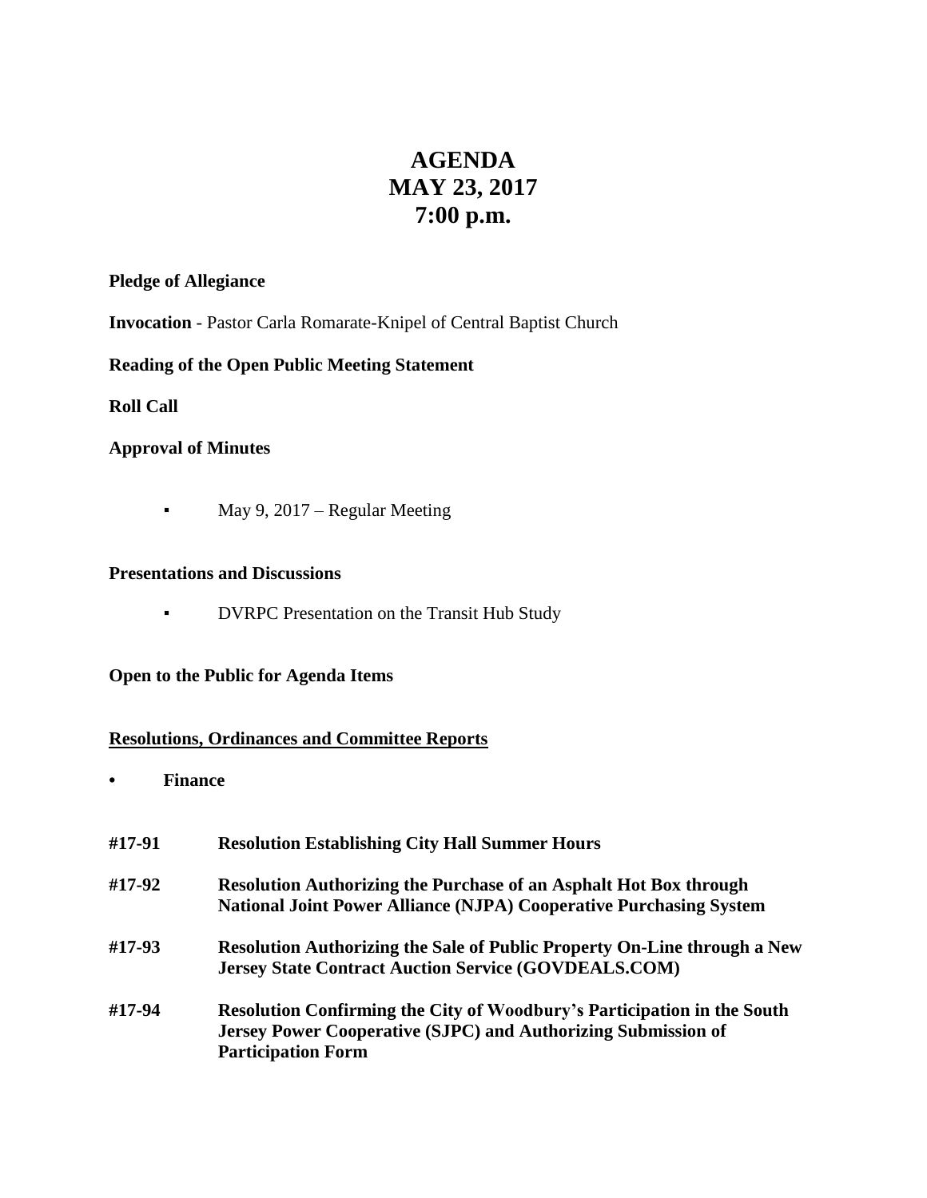# AGENDA
# MAY 23, 2017
# 7:00 p.m.

**Pledge of Allegiance**

**Invocation** - Pastor Carla Romarate-Knipel of Central Baptist Church

**Reading of the Open Public Meeting Statement**

**Roll Call**

**Approval of Minutes**

- May 9, 2017 – Regular Meeting

**Presentations and Discussions**

- DVRPC Presentation on the Transit Hub Study

**Open to the Public for Agenda Items**

**Resolutions, Ordinances and Committee Reports**

- **Finance**

**#17-91** **Resolution Establishing City Hall Summer Hours**

**#17-92** **Resolution Authorizing the Purchase of an Asphalt Hot Box through National Joint Power Alliance (NJPA) Cooperative Purchasing System**

**#17-93** **Resolution Authorizing the Sale of Public Property On-Line through a New Jersey State Contract Auction Service (GOVDEALS.COM)**

**#17-94** **Resolution Confirming the City of Woodbury's Participation in the South Jersey Power Cooperative (SJPC) and Authorizing Submission of Participation Form**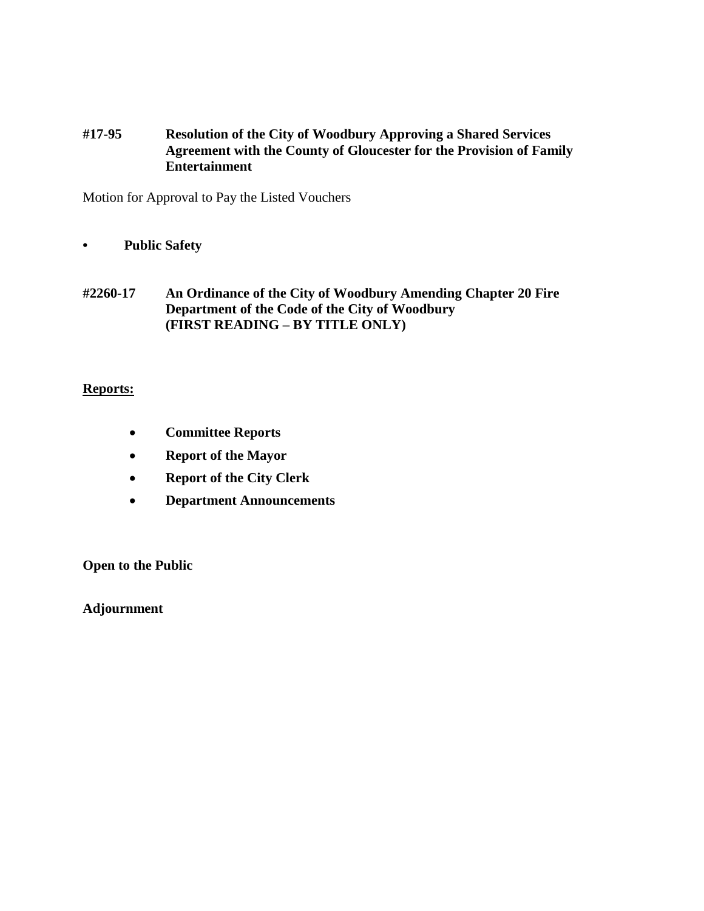**#17-95 Resolution of the City of Woodbury Approving a Shared Services Agreement with the County of Gloucester for the Provision of Family Entertainment**

Motion for Approval to Pay the Listed Vouchers

- **Public Safety**

**#2260-17 An Ordinance of the City of Woodbury Amending Chapter 20 Fire Department of the Code of the City of Woodbury (FIRST READING – BY TITLE ONLY)**

**<u>Reports:</u>**

- **Committee Reports**
- **Report of the Mayor**
- **Report of the City Clerk**
- **Department Announcements**

**Open to the Public**

**Adjournment**